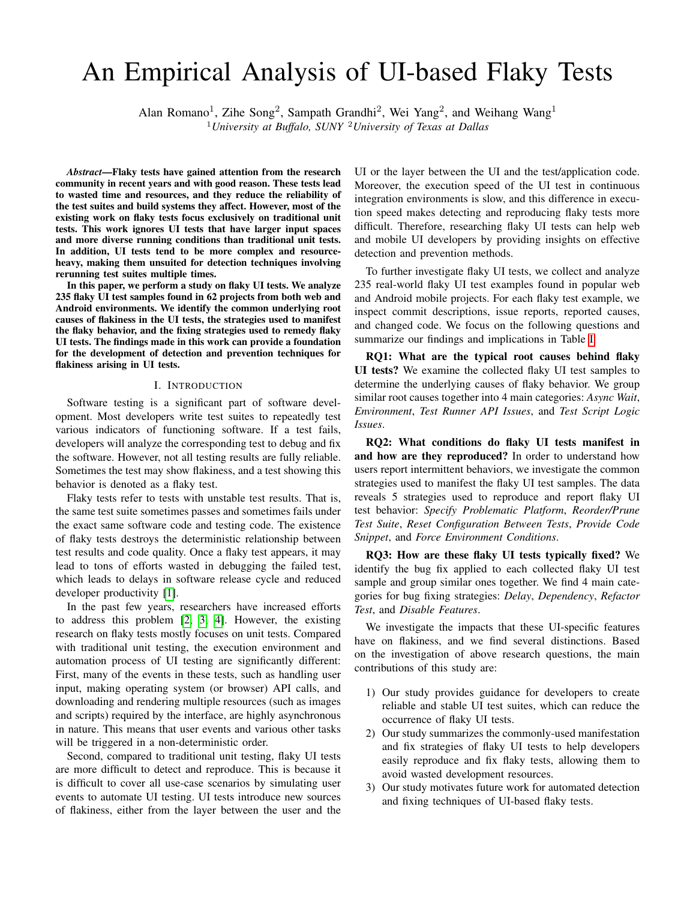# An Empirical Analysis of UI-based Flaky Tests

Alan Romano[1], Zihe Song[2], Sampath Grandhi[2], Wei Yang[2], and Weihang Wang[1]

[1]*University at Buffalo, SUNY* [2]*University of Texas at Dallas*

***Abstract*—Flaky tests have gained attention from the research community in recent years and with good reason. These tests lead to wasted time and resources, and they reduce the reliability of the test suites and build systems they affect. However, most of the existing work on flaky tests focus exclusively on traditional unit tests. This work ignores UI tests that have larger input spaces and more diverse running conditions than traditional unit tests. In addition, UI tests tend to be more complex and resource-heavy, making them unsuited for detection techniques involving rerunning test suites multiple times.**

**In this paper, we perform a study on flaky UI tests. We analyze 235 flaky UI test samples found in 62 projects from both web and Android environments. We identify the common underlying root causes of flakiness in the UI tests, the strategies used to manifest the flaky behavior, and the fixing strategies used to remedy flaky UI tests. The findings made in this work can provide a foundation for the development of detection and prevention techniques for flakiness arising in UI tests.**

## I. Introduction

Software testing is a significant part of software development. Most developers write test suites to repeatedly test various indicators of functioning software. If a test fails, developers will analyze the corresponding test to debug and fix the software. However, not all testing results are fully reliable. Sometimes the test may show flakiness, and a test showing this behavior is denoted as a flaky test.

Flaky tests refer to tests with unstable test results. That is, the same test suite sometimes passes and sometimes fails under the exact same software code and testing code. The existence of flaky tests destroys the deterministic relationship between test results and code quality. Once a flaky test appears, it may lead to tons of efforts wasted in debugging the failed test, which leads to delays in software release cycle and reduced developer productivity [1].

In the past few years, researchers have increased efforts to address this problem [2], [3], [4]. However, the existing research on flaky tests mostly focuses on unit tests. Compared with traditional unit testing, the execution environment and automation process of UI testing are significantly different: First, many of the events in these tests, such as handling user input, making operating system (or browser) API calls, and downloading and rendering multiple resources (such as images and scripts) required by the interface, are highly asynchronous in nature. This means that user events and various other tasks will be triggered in a non-deterministic order.

Second, compared to traditional unit testing, flaky UI tests are more difficult to detect and reproduce. This is because it is difficult to cover all use-case scenarios by simulating user events to automate UI testing. UI tests introduce new sources of flakiness, either from the layer between the user and the UI or the layer between the UI and the test/application code. Moreover, the execution speed of the UI test in continuous integration environments is slow, and this difference in execution speed makes detecting and reproducing flaky tests more difficult. Therefore, researching flaky UI tests can help web and mobile UI developers by providing insights on effective detection and prevention methods.

To further investigate flaky UI tests, we collect and analyze 235 real-world flaky UI test examples found in popular web and Android mobile projects. For each flaky test example, we inspect commit descriptions, issue reports, reported causes, and changed code. We focus on the following questions and summarize our findings and implications in Table I.

**RQ1: What are the typical root causes behind flaky UI tests?** We examine the collected flaky UI test samples to determine the underlying causes of flaky behavior. We group similar root causes together into 4 main categories: *Async Wait*, *Environment*, *Test Runner API Issues*, and *Test Script Logic Issues*.

**RQ2: What conditions do flaky UI tests manifest in and how are they reproduced?** In order to understand how users report intermittent behaviors, we investigate the common strategies used to manifest the flaky UI test samples. The data reveals 5 strategies used to reproduce and report flaky UI test behavior: *Specify Problematic Platform*, *Reorder/Prune Test Suite*, *Reset Configuration Between Tests*, *Provide Code Snippet*, and *Force Environment Conditions*.

**RQ3: How are these flaky UI tests typically fixed?** We identify the bug fix applied to each collected flaky UI test sample and group similar ones together. We find 4 main categories for bug fixing strategies: *Delay*, *Dependency*, *Refactor Test*, and *Disable Features*.

We investigate the impacts that these UI-specific features have on flakiness, and we find several distinctions. Based on the investigation of above research questions, the main contributions of this study are:

1) Our study provides guidance for developers to create reliable and stable UI test suites, which can reduce the occurrence of flaky UI tests.
2) Our study summarizes the commonly-used manifestation and fix strategies of flaky UI tests to help developers easily reproduce and fix flaky tests, allowing them to avoid wasted development resources.
3) Our study motivates future work for automated detection and fixing techniques of UI-based flaky tests.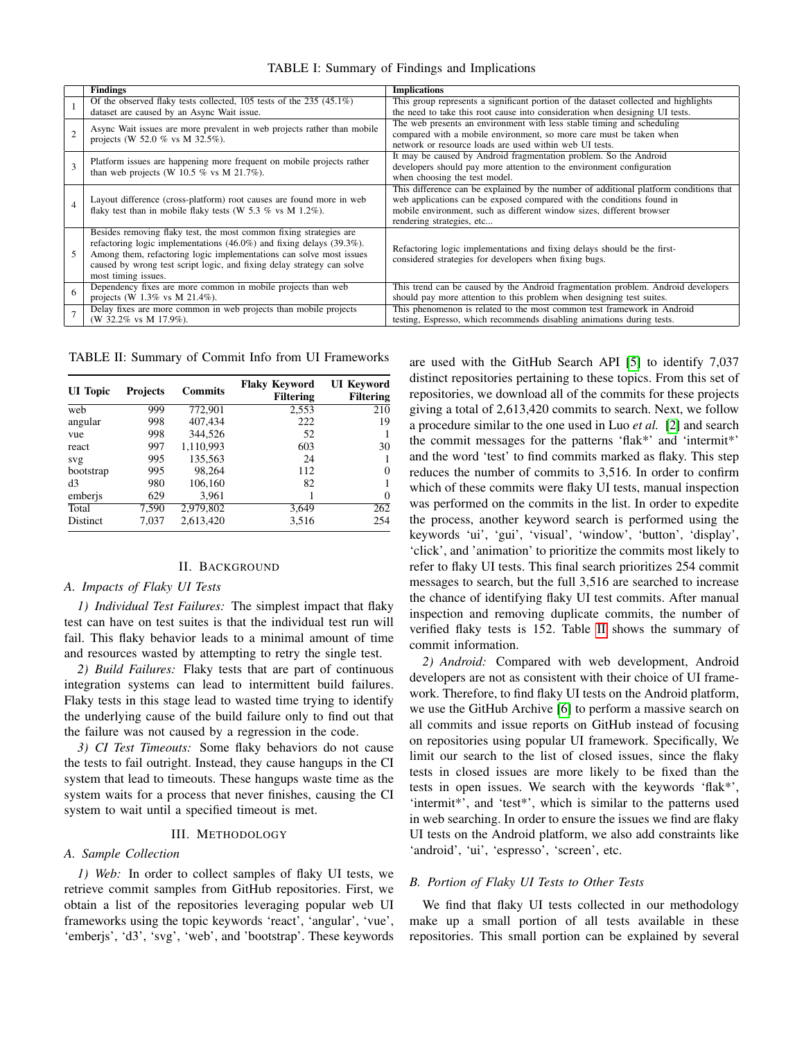TABLE I: Summary of Findings and Implications

| | Findings | Implications |
|---|---|---|
| 1 | Of the observed flaky tests collected, 105 tests of the 235 (45.1%) dataset are caused by an Async Wait issue. | This group represents a significant portion of the dataset collected and highlights the need to take this root cause into consideration when designing UI tests. |
| 2 | Async Wait issues are more prevalent in web projects rather than mobile projects (W 52.0 % vs M 32.5%). | The web presents an environment with less stable timing and scheduling compared with a mobile environment, so more care must be taken when network or resource loads are used within web UI tests. |
| 3 | Platform issues are happening more frequent on mobile projects rather than web projects (W 10.5 % vs M 21.7%). | It may be caused by Android fragmentation problem. So the Android developers should pay more attention to the environment configuration when choosing the test model. |
| 4 | Layout difference (cross-platform) root causes are found more in web flaky test than in mobile flaky tests (W 5.3 % vs M 1.2%). | This difference can be explained by the number of additional platform conditions that web applications can be exposed compared with the conditions found in mobile environment, such as different window sizes, different browser rendering strategies, etc... |
| 5 | Besides removing flaky test, the most common fixing strategies are refactoring logic implementations (46.0%) and fixing delays (39.3%). Among them, refactoring logic implementations can solve most issues caused by wrong test script logic, and fixing delay strategy can solve most timing issues. | Refactoring logic implementations and fixing delays should be the first-considered strategies for developers when fixing bugs. |
| 6 | Dependency fixes are more common in mobile projects than web projects (W 1.3% vs M 21.4%). | This trend can be caused by the Android fragmentation problem. Android developers should pay more attention to this problem when designing test suites. |
| 7 | Delay fixes are more common in web projects than mobile projects (W 32.2% vs M 17.9%). | This phenomenon is related to the most common test framework in Android testing, Espresso, which recommends disabling animations during tests. |

TABLE II: Summary of Commit Info from UI Frameworks

| UI Topic | Projects | Commits | Flaky Keyword Filtering | UI Keyword Filtering |
|---|---|---|---|---|
| web | 999 | 772,901 | 2,553 | 210 |
| angular | 998 | 407,434 | 222 | 19 |
| vue | 998 | 344,526 | 52 | 1 |
| react | 997 | 1,110,993 | 603 | 30 |
| svg | 995 | 135,563 | 24 | 1 |
| bootstrap | 995 | 98,264 | 112 | 0 |
| d3 | 980 | 106,160 | 82 | 1 |
| emberjs | 629 | 3,961 | 1 | 0 |
| Total | 7,590 | 2,979,802 | 3,649 | 262 |
| Distinct | 7,037 | 2,613,420 | 3,516 | 254 |

## II. Background

### A. Impacts of Flaky UI Tests

*1) Individual Test Failures:* The simplest impact that flaky test can have on test suites is that the individual test run will fail. This flaky behavior leads to a minimal amount of time and resources wasted by attempting to retry the single test.

*2) Build Failures:* Flaky tests that are part of continuous integration systems can lead to intermittent build failures. Flaky tests in this stage lead to wasted time trying to identify the underlying cause of the build failure only to find out that the failure was not caused by a regression in the code.

*3) CI Test Timeouts:* Some flaky behaviors do not cause the tests to fail outright. Instead, they cause hangups in the CI system that lead to timeouts. These hangups waste time as the system waits for a process that never finishes, causing the CI system to wait until a specified timeout is met.

## III. Methodology

### A. Sample Collection

*1) Web:* In order to collect samples of flaky UI tests, we retrieve commit samples from GitHub repositories. First, we obtain a list of the repositories leveraging popular web UI frameworks using the topic keywords 'react', 'angular', 'vue', 'emberjs', 'd3', 'svg', 'web', and 'bootstrap'. These keywords are used with the GitHub Search API [5] to identify 7,037 distinct repositories pertaining to these topics. From this set of repositories, we download all of the commits for these projects giving a total of 2,613,420 commits to search. Next, we follow a procedure similar to the one used in Luo *et al.* [2] and search the commit messages for the patterns 'flak*' and 'intermit*' and the word 'test' to find commits marked as flaky. This step reduces the number of commits to 3,516. In order to confirm which of these commits were flaky UI tests, manual inspection was performed on the commits in the list. In order to expedite the process, another keyword search is performed using the keywords 'ui', 'gui', 'visual', 'window', 'button', 'display', 'click', and 'animation' to prioritize the commits most likely to refer to flaky UI tests. This final search prioritizes 254 commit messages to search, but the full 3,516 are searched to increase the chance of identifying flaky UI test commits. After manual inspection and removing duplicate commits, the number of verified flaky tests is 152. Table II shows the summary of commit information.

*2) Android:* Compared with web development, Android developers are not as consistent with their choice of UI framework. Therefore, to find flaky UI tests on the Android platform, we use the GitHub Archive [6] to perform a massive search on all commits and issue reports on GitHub instead of focusing on repositories using popular UI framework. Specifically, We limit our search to the list of closed issues, since the flaky tests in closed issues are more likely to be fixed than the tests in open issues. We search with the keywords 'flak*', 'intermit*', and 'test*', which is similar to the patterns used in web searching. In order to ensure the issues we find are flaky UI tests on the Android platform, we also add constraints like 'android', 'ui', 'espresso', 'screen', etc.

### B. Portion of Flaky UI Tests to Other Tests

We find that flaky UI tests collected in our methodology make up a small portion of all tests available in these repositories. This small portion can be explained by several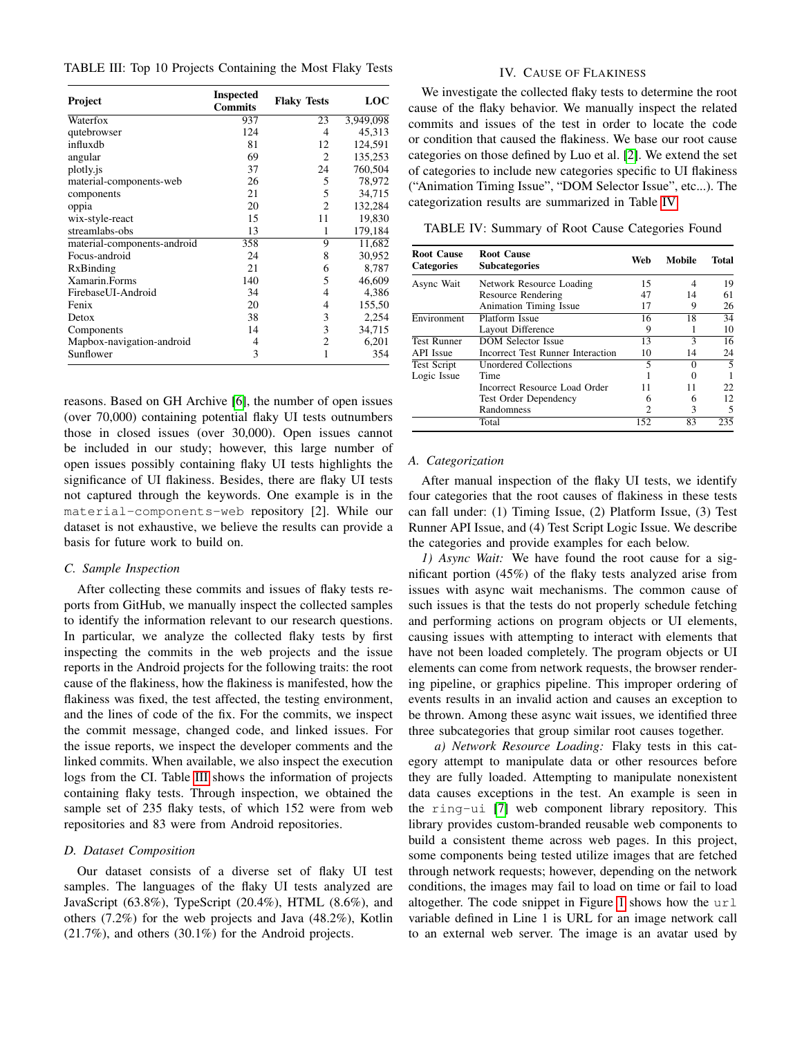TABLE III: Top 10 Projects Containing the Most Flaky Tests

| Project | Inspected Commits | Flaky Tests | LOC |
|---|---|---|---|
| Waterfox | 937 | 23 | 3,949,098 |
| qutebrowser | 124 | 4 | 45,313 |
| influxdb | 81 | 12 | 124,591 |
| angular | 69 | 2 | 135,253 |
| plotly.js | 37 | 24 | 760,504 |
| material-components-web | 26 | 5 | 78,972 |
| components | 21 | 5 | 34,715 |
| oppia | 20 | 2 | 132,284 |
| wix-style-react | 15 | 11 | 19,830 |
| streamlabs-obs | 13 | 1 | 179,184 |
| material-components-android | 358 | 9 | 11,682 |
| Focus-android | 24 | 8 | 30,952 |
| RxBinding | 21 | 6 | 8,787 |
| Xamarin.Forms | 140 | 5 | 46,609 |
| FirebaseUI-Android | 34 | 4 | 4,386 |
| Fenix | 20 | 4 | 155,50 |
| Detox | 38 | 3 | 2,254 |
| Components | 14 | 3 | 34,715 |
| Mapbox-navigation-android | 4 | 2 | 6,201 |
| Sunflower | 3 | 1 | 354 |

reasons. Based on GH Archive [6], the number of open issues (over 70,000) containing potential flaky UI tests outnumbers those in closed issues (over 30,000). Open issues cannot be included in our study; however, this large number of open issues possibly containing flaky UI tests highlights the significance of UI flakiness. Besides, there are flaky UI tests not captured through the keywords. One example is in the `material-components-web` repository [2]. While our dataset is not exhaustive, we believe the results can provide a basis for future work to build on.

### C. Sample Inspection

After collecting these commits and issues of flaky tests reports from GitHub, we manually inspect the collected samples to identify the information relevant to our research questions. In particular, we analyze the collected flaky tests by first inspecting the commits in the web projects and the issue reports in the Android projects for the following traits: the root cause of the flakiness, how the flakiness is manifested, how the flakiness was fixed, the test affected, the testing environment, and the lines of code of the fix. For the commits, we inspect the commit message, changed code, and linked issues. For the issue reports, we inspect the developer comments and the linked commits. When available, we also inspect the execution logs from the CI. Table III shows the information of projects containing flaky tests. Through inspection, we obtained the sample set of 235 flaky tests, of which 152 were from web repositories and 83 were from Android repositories.

### D. Dataset Composition

Our dataset consists of a diverse set of flaky UI test samples. The languages of the flaky UI tests analyzed are JavaScript (63.8%), TypeScript (20.4%), HTML (8.6%), and others (7.2%) for the web projects and Java (48.2%), Kotlin (21.7%), and others (30.1%) for the Android projects.

## IV. Cause of Flakiness

We investigate the collected flaky tests to determine the root cause of the flaky behavior. We manually inspect the related commits and issues of the test in order to locate the code or condition that caused the flakiness. We base our root cause categories on those defined by Luo et al. [2]. We extend the set of categories to include new categories specific to UI flakiness ("Animation Timing Issue", "DOM Selector Issue", etc...). The categorization results are summarized in Table IV.

TABLE IV: Summary of Root Cause Categories Found

| Root Cause Categories | Root Cause Subcategories | Web | Mobile | Total |
|---|---|---|---|---|
| Async Wait | Network Resource Loading | 15 | 4 | 19 |
| | Resource Rendering | 47 | 14 | 61 |
| | Animation Timing Issue | 17 | 9 | 26 |
| Environment | Platform Issue | 16 | 18 | 34 |
| | Layout Difference | 9 | 1 | 10 |
| Test Runner API Issue | DOM Selector Issue | 13 | 3 | 16 |
| | Incorrect Test Runner Interaction | 10 | 14 | 24 |
| Test Script Logic Issue | Unordered Collections | 5 | 0 | 5 |
| | Time | 1 | 0 | 1 |
| | Incorrect Resource Load Order | 11 | 11 | 22 |
| | Test Order Dependency | 6 | 6 | 12 |
| | Randomness | 2 | 3 | 5 |
| | Total | 152 | 83 | 235 |

### A. Categorization

After manual inspection of the flaky UI tests, we identify four categories that the root causes of flakiness in these tests can fall under: (1) Timing Issue, (2) Platform Issue, (3) Test Runner API Issue, and (4) Test Script Logic Issue. We describe the categories and provide examples for each below.

*1) Async Wait:* We have found the root cause for a significant portion (45%) of the flaky tests analyzed arise from issues with async wait mechanisms. The common cause of such issues is that the tests do not properly schedule fetching and performing actions on program objects or UI elements, causing issues with attempting to interact with elements that have not been loaded completely. The program objects or UI elements can come from network requests, the browser rendering pipeline, or graphics pipeline. This improper ordering of events results in an invalid action and causes an exception to be thrown. Among these async wait issues, we identified three three subcategories that group similar root causes together.

*a) Network Resource Loading:* Flaky tests in this category attempt to manipulate data or other resources before they are fully loaded. Attempting to manipulate nonexistent data causes exceptions in the test. An example is seen in the `ring-ui` [7] web component library repository. This library provides custom-branded reusable web components to build a consistent theme across web pages. In this project, some components being tested utilize images that are fetched through network requests; however, depending on the network conditions, the images may fail to load on time or fail to load altogether. The code snippet in Figure 1 shows how the `url` variable defined in Line 1 is URL for an image network call to an external web server. The image is an avatar used by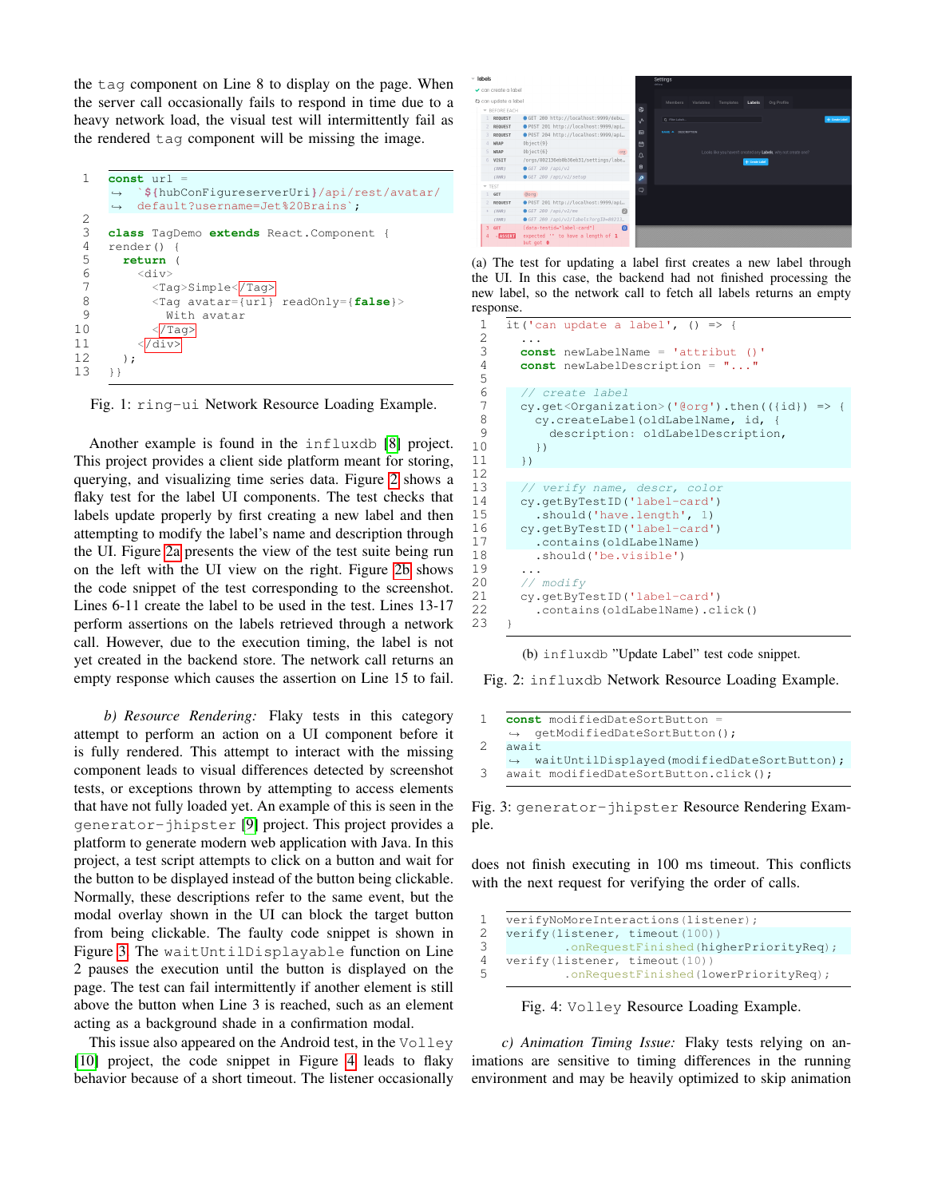the `tag` component on Line 8 to display on the page. When the server call occasionally fails to respond in time due to a heavy network load, the visual test will intermittently fail as the rendered `tag` component will be missing the image.

```
1   const url =
    ↪  `${hubConFigureserverUri}/api/rest/avatar/
    ↪  default?username=Jet%20Brains`;
2
3   class TagDemo extends React.Component {
4   render() {
5     return (
6       <div>
7         <Tag>Simple</Tag>
8         <Tag avatar={url} readOnly={false}>
9           With avatar
10        </Tag>
11      </div>
12    );
13  }}
```

Fig. 1: `ring-ui` Network Resource Loading Example.

Another example is found in the `influxdb` [8] project. This project provides a client side platform meant for storing, querying, and visualizing time series data. Figure 2 shows a flaky test for the label UI components. The test checks that labels update properly by first creating a new label and then attempting to modify the label's name and description through the UI. Figure 2a presents the view of the test suite being run on the left with the UI view on the right. Figure 2b shows the code snippet of the test corresponding to the screenshot. Lines 6-11 create the label to be used in the test. Lines 13-17 perform assertions on the labels retrieved through a network call. However, due to the execution timing, the label is not yet created in the backend store. The network call returns an empty response which causes the assertion on Line 15 to fail.

*b) Resource Rendering:* Flaky tests in this category attempt to perform an action on a UI component before it is fully rendered. This attempt to interact with the missing component leads to visual differences detected by screenshot tests, or exceptions thrown by attempting to access elements that have not fully loaded yet. An example of this is seen in the `generator-jhipster` [9] project. This project provides a platform to generate modern web application with Java. In this project, a test script attempts to click on a button and wait for the button to be displayed instead of the button being clickable. Normally, these descriptions refer to the same event, but the modal overlay shown in the UI can block the target button from being clickable. The faulty code snippet is shown in Figure 3. The `waitUntilDisplayable` function on Line 2 pauses the execution until the button is displayed on the page. The test can fail intermittently if another element is still above the button when Line 3 is reached, such as an element acting as a background shade in a confirmation modal.

This issue also appeared on the Android test, in the `Volley` [10] project, the code snippet in Figure 4 leads to flaky behavior because of a short timeout. The listener occasionally does not finish executing in 100 ms timeout. This conflicts with the next request for verifying the order of calls.

(a) The test for updating a label first creates a new label through the UI. In this case, the backend had not finished processing the new label, so the network call to fetch all labels returns an empty response.

```
1   it('can update a label', () => {
2     ...
3     const newLabelName = 'attribut ()'
4     const newLabelDescription = "..."
5
6     // create label
7     cy.get<Organization>('@org').then(({id}) => {
8       cy.createLabel(oldLabelName, id, {
9         description: oldLabelDescription,
10      })
11    })
12
13    // verify name, descr, color
14    cy.getByTestID('label-card')
15      .should('have.length', 1)
16    cy.getByTestID('label-card')
17      .contains(oldLabelName)
18      .should('be.visible')
19    ...
20    // modify
21    cy.getByTestID('label-card')
22      .contains(oldLabelName).click()
23  }
```

(b) `influxdb` "Update Label" test code snippet.

Fig. 2: `influxdb` Network Resource Loading Example.

```
1   const modifiedDateSortButton =
    ↪  getModifiedDateSortButton();
2   await
    ↪  waitUntilDisplayed(modifiedDateSortButton);
3   await modifiedDateSortButton.click();
```

Fig. 3: `generator-jhipster` Resource Rendering Example.

```
1   verifyNoMoreInteractions(listener);
2   verify(listener, timeout(100))
3           .onRequestFinished(higherPriorityReq);
4   verify(listener, timeout(10))
5           .onRequestFinished(lowerPriorityReq);
```

Fig. 4: `Volley` Resource Loading Example.

*c) Animation Timing Issue:* Flaky tests relying on animations are sensitive to timing differences in the running environment and may be heavily optimized to skip animation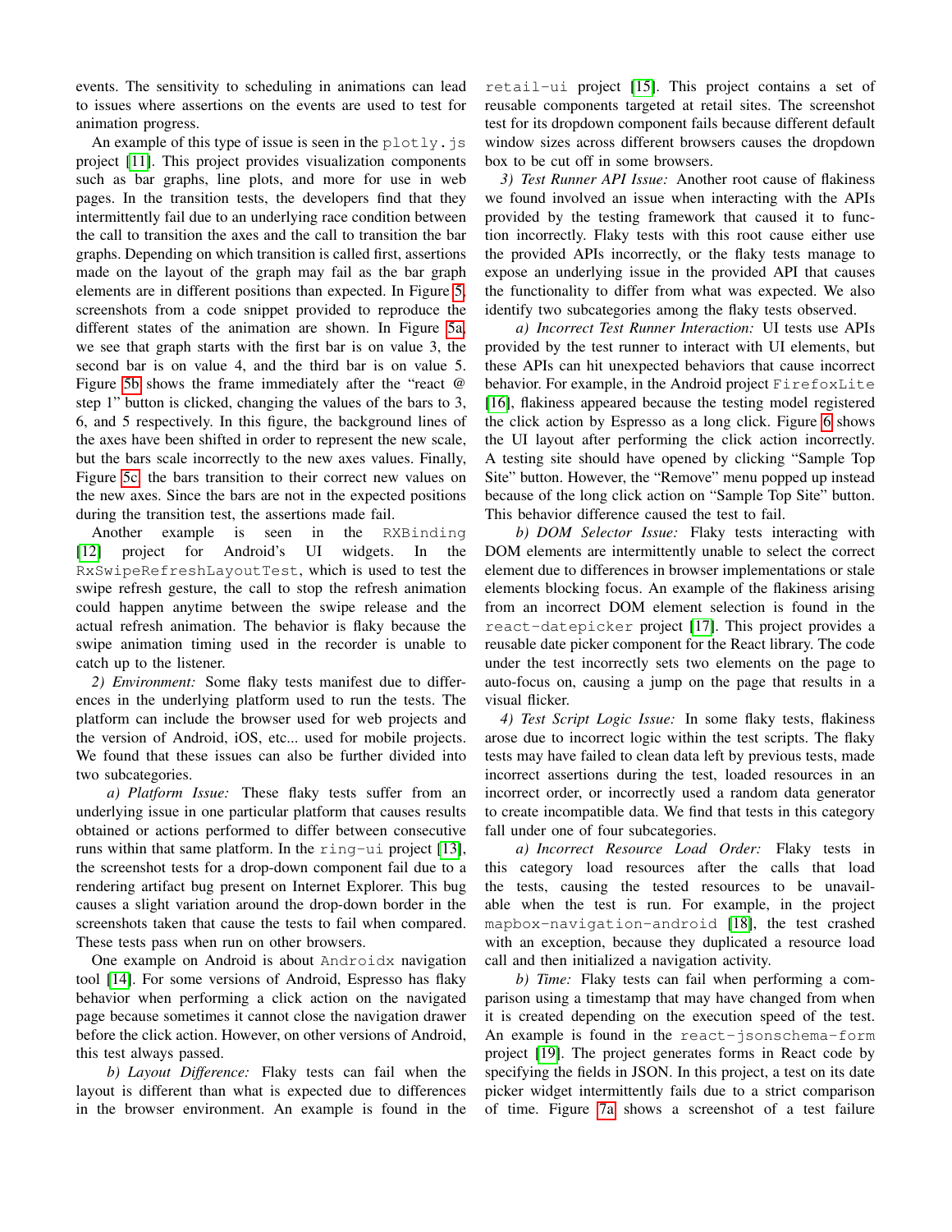events. The sensitivity to scheduling in animations can lead to issues where assertions on the events are used to test for animation progress.

An example of this type of issue is seen in the `plotly.js` project [11]. This project provides visualization components such as bar graphs, line plots, and more for use in web pages. In the transition tests, the developers find that they intermittently fail due to an underlying race condition between the call to transition the axes and the call to transition the bar graphs. Depending on which transition is called first, assertions made on the layout of the graph may fail as the bar graph elements are in different positions than expected. In Figure 5, screenshots from a code snippet provided to reproduce the different states of the animation are shown. In Figure 5a, we see that graph starts with the first bar is on value 3, the second bar is on value 4, and the third bar is on value 5. Figure 5b shows the frame immediately after the "react @ step 1" button is clicked, changing the values of the bars to 3, 6, and 5 respectively. In this figure, the background lines of the axes have been shifted in order to represent the new scale, but the bars scale incorrectly to the new axes values. Finally, Figure 5c the bars transition to their correct new values on the new axes. Since the bars are not in the expected positions during the transition test, the assertions made fail.

Another example is seen in the `RXBinding` [12] project for Android's UI widgets. In the `RxSwipeRefreshLayoutTest`, which is used to test the swipe refresh gesture, the call to stop the refresh animation could happen anytime between the swipe release and the actual refresh animation. The behavior is flaky because the swipe animation timing used in the recorder is unable to catch up to the listener.

*2) Environment:* Some flaky tests manifest due to differences in the underlying platform used to run the tests. The platform can include the browser used for web projects and the version of Android, iOS, etc... used for mobile projects. We found that these issues can also be further divided into two subcategories.

*a) Platform Issue:* These flaky tests suffer from an underlying issue in one particular platform that causes results obtained or actions performed to differ between consecutive runs within that same platform. In the `ring-ui` project [13], the screenshot tests for a drop-down component fail due to a rendering artifact bug present on Internet Explorer. This bug causes a slight variation around the drop-down border in the screenshots taken that cause the tests to fail when compared. These tests pass when run on other browsers.

One example on Android is about `Androidx` navigation tool [14]. For some versions of Android, Espresso has flaky behavior when performing a click action on the navigated page because sometimes it cannot close the navigation drawer before the click action. However, on other versions of Android, this test always passed.

*b) Layout Difference:* Flaky tests can fail when the layout is different than what is expected due to differences in the browser environment. An example is found in the `retail-ui` project [15]. This project contains a set of reusable components targeted at retail sites. The screenshot test for its dropdown component fails because different default window sizes across different browsers causes the dropdown box to be cut off in some browsers.

*3) Test Runner API Issue:* Another root cause of flakiness we found involved an issue when interacting with the APIs provided by the testing framework that caused it to function incorrectly. Flaky tests with this root cause either use the provided APIs incorrectly, or the flaky tests manage to expose an underlying issue in the provided API that causes the functionality to differ from what was expected. We also identify two subcategories among the flaky tests observed.

*a) Incorrect Test Runner Interaction:* UI tests use APIs provided by the test runner to interact with UI elements, but these APIs can hit unexpected behaviors that cause incorrect behavior. For example, in the Android project `FirefoxLite` [16], flakiness appeared because the testing model registered the click action by Espresso as a long click. Figure 6 shows the UI layout after performing the click action incorrectly. A testing site should have opened by clicking "Sample Top Site" button. However, the "Remove" menu popped up instead because of the long click action on "Sample Top Site" button. This behavior difference caused the test to fail.

*b) DOM Selector Issue:* Flaky tests interacting with DOM elements are intermittently unable to select the correct element due to differences in browser implementations or stale elements blocking focus. An example of the flakiness arising from an incorrect DOM element selection is found in the `react-datepicker` project [17]. This project provides a reusable date picker component for the React library. The code under the test incorrectly sets two elements on the page to auto-focus on, causing a jump on the page that results in a visual flicker.

*4) Test Script Logic Issue:* In some flaky tests, flakiness arose due to incorrect logic within the test scripts. The flaky tests may have failed to clean data left by previous tests, made incorrect assertions during the test, loaded resources in an incorrect order, or incorrectly used a random data generator to create incompatible data. We find that tests in this category fall under one of four subcategories.

*a) Incorrect Resource Load Order:* Flaky tests in this category load resources after the calls that load the tests, causing the tested resources to be unavailable when the test is run. For example, in the project `mapbox-navigation-android` [18], the test crashed with an exception, because they duplicated a resource load call and then initialized a navigation activity.

*b) Time:* Flaky tests can fail when performing a comparison using a timestamp that may have changed from when it is created depending on the execution speed of the test. An example is found in the `react-jsonschema-form` project [19]. The project generates forms in React code by specifying the fields in JSON. In this project, a test on its date picker widget intermittently fails due to a strict comparison of time. Figure 7a shows a screenshot of a test failure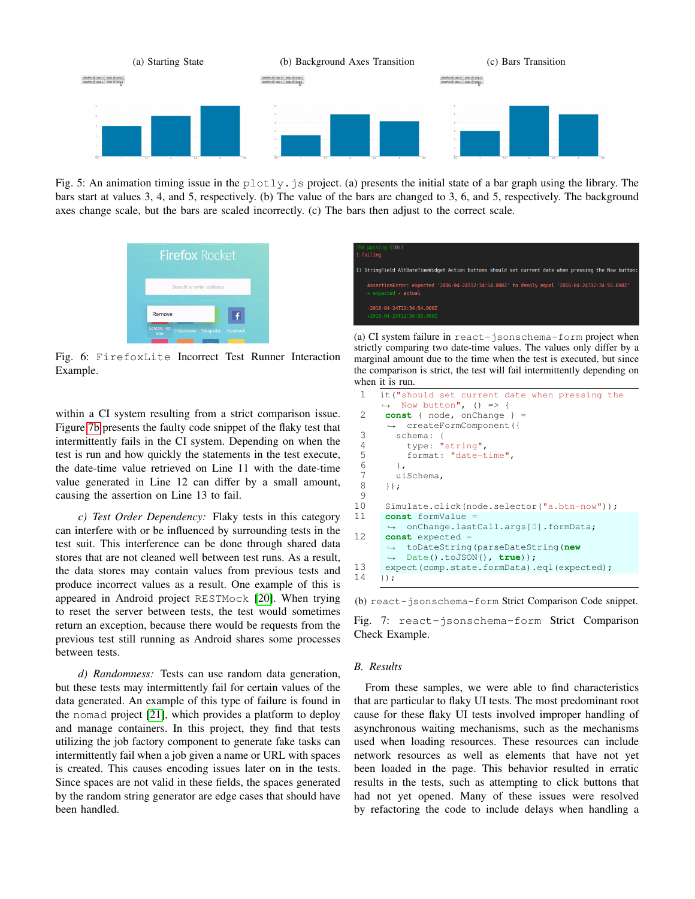(a) Starting State (b) Background Axes Transition (c) Bars Transition

Fig. 5: An animation timing issue in the `plotly.js` project. (a) presents the initial state of a bar graph using the library. The bars start at values 3, 4, and 5, respectively. (b) The value of the bars are changed to 3, 6, and 5, respectively. The background axes change scale, but the bars are scaled incorrectly. (c) The bars then adjust to the correct scale.

Fig. 6: `FirefoxLite` Incorrect Test Runner Interaction Example.

within a CI system resulting from a strict comparison issue. Figure 7b presents the faulty code snippet of the flaky test that intermittently fails in the CI system. Depending on when the test is run and how quickly the statements in the test execute, the date-time value retrieved on Line 11 with the date-time value generated in Line 12 can differ by a small amount, causing the assertion on Line 13 to fail.

*c) Test Order Dependency:* Flaky tests in this category can interfere with or be influenced by surrounding tests in the test suit. This interference can be done through shared data stores that are not cleaned well between test runs. As a result, the data stores may contain values from previous tests and produce incorrect values as a result. One example of this is appeared in Android project `RESTMock` [20]. When trying to reset the server between tests, the test would sometimes return an exception, because there would be requests from the previous test still running as Android shares some processes between tests.

*d) Randomness:* Tests can use random data generation, but these tests may intermittently fail for certain values of the data generated. An example of this type of failure is found in the `nomad` project [21], which provides a platform to deploy and manage containers. In this project, they find that tests utilizing the job factory component to generate fake tasks can intermittently fail when a job given a name or URL with spaces is created. This causes encoding issues later on in the tests. Since spaces are not valid in these fields, the spaces generated by the random string generator are edge cases that should have been handled.

```
288 passing (10s)
1 failing

1) StringField AltDateTimeWidget Action buttons should set current date when pressing the Now button:

   AssertionError: expected '2016-04-24T12:34:54.000Z' to deeply equal '2016-04-24T12:34:55.000Z'
   + expected - actual

   -2016-04-24T12:34:54.000Z
   +2016-04-24T12:34:55.000Z
```

(a) CI system failure in `react-jsonschema-form` project when strictly comparing two date-time values. The values only differ by a marginal amount due to the time when the test is executed, but since the comparison is strict, the test will fail intermittently depending on when it is run.

```
1  it("should set current date when pressing the
     Now button", () => {
2    const { node, onChange } =
       createFormComponent({
3      schema: {
4        type: "string",
5        format: "date-time",
6      },
7      uiSchema,
8    });
9
10   Simulate.click(node.selector("a.btn-now"));
11   const formValue =
       onChange.lastCall.args[0].formData;
12   const expected =
       toDateString(parseDateString(new
       Date().toJSON(), true));
13   expect(comp.state.formData).eql(expected);
14 });
```

(b) `react-jsonschema-form` Strict Comparison Code snippet.

Fig. 7: `react-jsonschema-form` Strict Comparison Check Example.

## B. Results

From these samples, we were able to find characteristics that are particular to flaky UI tests. The most predominant root cause for these flaky UI tests involved improper handling of asynchronous waiting mechanisms, such as the mechanisms used when loading resources. These resources can include network resources as well as elements that have not yet been loaded in the page. This behavior resulted in erratic results in the tests, such as attempting to click buttons that had not yet opened. Many of these issues were resolved by refactoring the code to include delays when handling a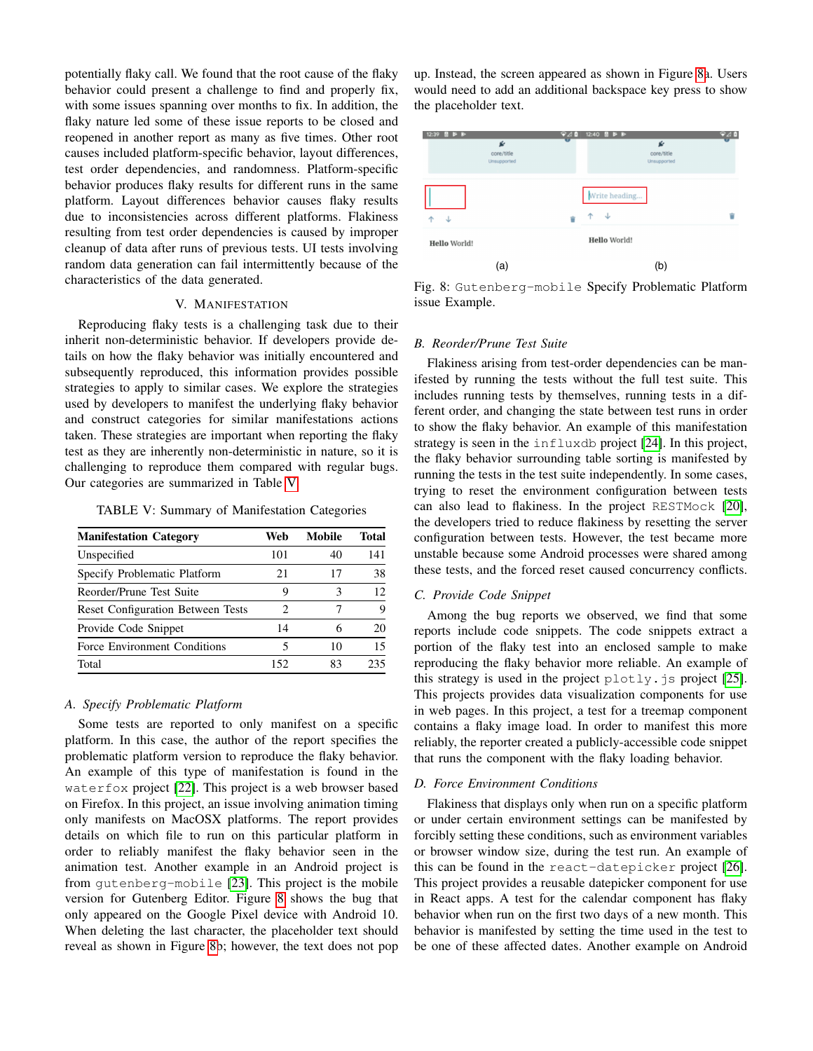potentially flaky call. We found that the root cause of the flaky behavior could present a challenge to find and properly fix, with some issues spanning over months to fix. In addition, the flaky nature led some of these issue reports to be closed and reopened in another report as many as five times. Other root causes included platform-specific behavior, layout differences, test order dependencies, and randomness. Platform-specific behavior produces flaky results for different runs in the same platform. Layout differences behavior causes flaky results due to inconsistencies across different platforms. Flakiness resulting from test order dependencies is caused by improper cleanup of data after runs of previous tests. UI tests involving random data generation can fail intermittently because of the characteristics of the data generated.

## V. Manifestation

Reproducing flaky tests is a challenging task due to their inherit non-deterministic behavior. If developers provide details on how the flaky behavior was initially encountered and subsequently reproduced, this information provides possible strategies to apply to similar cases. We explore the strategies used by developers to manifest the underlying flaky behavior and construct categories for similar manifestations actions taken. These strategies are important when reporting the flaky test as they are inherently non-deterministic in nature, so it is challenging to reproduce them compared with regular bugs. Our categories are summarized in Table V.

TABLE V: Summary of Manifestation Categories

| Manifestation Category | Web | Mobile | Total |
|---|---|---|---|
| Unspecified | 101 | 40 | 141 |
| Specify Problematic Platform | 21 | 17 | 38 |
| Reorder/Prune Test Suite | 9 | 3 | 12 |
| Reset Configuration Between Tests | 2 | 7 | 9 |
| Provide Code Snippet | 14 | 6 | 20 |
| Force Environment Conditions | 5 | 10 | 15 |
| Total | 152 | 83 | 235 |

### A. Specify Problematic Platform

Some tests are reported to only manifest on a specific platform. In this case, the author of the report specifies the problematic platform version to reproduce the flaky behavior. An example of this type of manifestation is found in the `waterfox` project [22]. This project is a web browser based on Firefox. In this project, an issue involving animation timing only manifests on MacOSX platforms. The report provides details on which file to run on this particular platform in order to reliably manifest the flaky behavior seen in the animation test. Another example in an Android project is from `gutenberg-mobile` [23]. This project is the mobile version for Gutenberg Editor. Figure 8 shows the bug that only appeared on the Google Pixel device with Android 10. When deleting the last character, the placeholder text should reveal as shown in Figure 8b; however, the text does not pop up. Instead, the screen appeared as shown in Figure 8a. Users would need to add an additional backspace key press to show the placeholder text.

Fig. 8: `Gutenberg-mobile` Specify Problematic Platform issue Example.

### B. Reorder/Prune Test Suite

Flakiness arising from test-order dependencies can be manifested by running the tests without the full test suite. This includes running tests by themselves, running tests in a different order, and changing the state between test runs in order to show the flaky behavior. An example of this manifestation strategy is seen in the `influxdb` project [24]. In this project, the flaky behavior surrounding table sorting is manifested by running the tests in the test suite independently. In some cases, trying to reset the environment configuration between tests can also lead to flakiness. In the project `RESTMock` [20], the developers tried to reduce flakiness by resetting the server configuration between tests. However, the test became more unstable because some Android processes were shared among these tests, and the forced reset caused concurrency conflicts.

### C. Provide Code Snippet

Among the bug reports we observed, we find that some reports include code snippets. The code snippets extract a portion of the flaky test into an enclosed sample to make reproducing the flaky behavior more reliable. An example of this strategy is used in the project `plotly.js` project [25]. This projects provides data visualization components for use in web pages. In this project, a test for a treemap component contains a flaky image load. In order to manifest this more reliably, the reporter created a publicly-accessible code snippet that runs the component with the flaky loading behavior.

### D. Force Environment Conditions

Flakiness that displays only when run on a specific platform or under certain environment settings can be manifested by forcibly setting these conditions, such as environment variables or browser window size, during the test run. An example of this can be found in the `react-datepicker` project [26]. This project provides a reusable datepicker component for use in React apps. A test for the calendar component has flaky behavior when run on the first two days of a new month. This behavior is manifested by setting the time used in the test to be one of these affected dates. Another example on Android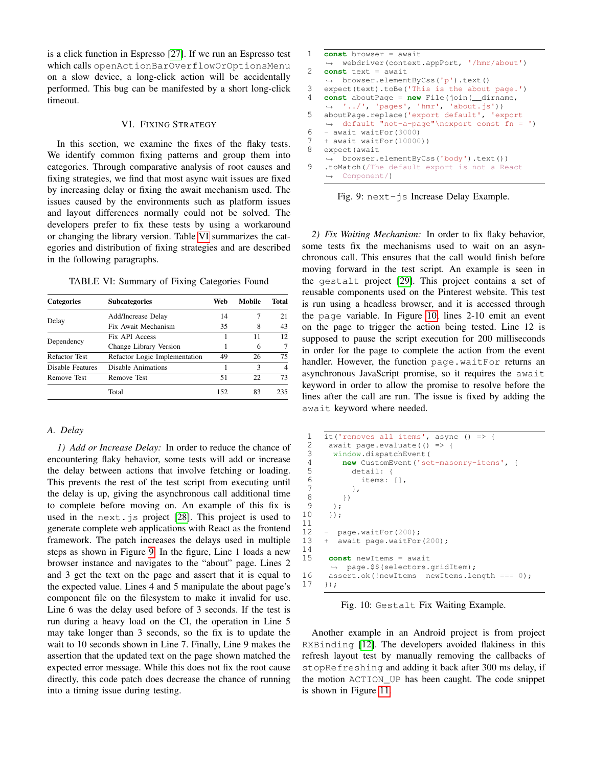is a click function in Espresso [27]. If we run an Espresso test which calls `openActionBarOverflowOrOptionsMenu` on a slow device, a long-click action will be accidentally performed. This bug can be manifested by a short long-click timeout.

## VI. Fixing Strategy

In this section, we examine the fixes of the flaky tests. We identify common fixing patterns and group them into categories. Through comparative analysis of root causes and fixing strategies, we find that most async wait issues are fixed by increasing delay or fixing the await mechanism used. The issues caused by the environments such as platform issues and layout differences normally could not be solved. The developers prefer to fix these tests by using a workaround or changing the library version. Table VI summarizes the categories and distribution of fixing strategies and are described in the following paragraphs.

TABLE VI: Summary of Fixing Categories Found

| Categories | Subcategories | Web | Mobile | Total |
|---|---|---|---|---|
| Delay | Add/Increase Delay | 14 | 7 | 21 |
| | Fix Await Mechanism | 35 | 8 | 43 |
| Dependency | Fix API Access | 1 | 11 | 12 |
| | Change Library Version | 1 | 6 | 7 |
| Refactor Test | Refactor Logic Implementation | 49 | 26 | 75 |
| Disable Features | Disable Animations | 1 | 3 | 4 |
| Remove Test | Remove Test | 51 | 22 | 73 |
| | Total | 152 | 83 | 235 |

### A. Delay

*1) Add or Increase Delay:* In order to reduce the chance of encountering flaky behavior, some tests will add or increase the delay between actions that involve fetching or loading. This prevents the rest of the test script from executing until the delay is up, giving the asynchronous call additional time to complete before moving on. An example of this fix is used in the `next.js` project [28]. This project is used to generate complete web applications with React as the frontend framework. The patch increases the delays used in multiple steps as shown in Figure 9. In the figure, Line 1 loads a new browser instance and navigates to the "about" page. Lines 2 and 3 get the text on the page and assert that it is equal to the expected value. Lines 4 and 5 manipulate the about page's component file on the filesystem to make it invalid for use. Line 6 was the delay used before of 3 seconds. If the test is run during a heavy load on the CI, the operation in Line 5 may take longer than 3 seconds, so the fix is to update the wait to 10 seconds shown in Line 7. Finally, Line 9 makes the assertion that the updated text on the page shown matched the expected error message. While this does not fix the root cause directly, this code patch does decrease the chance of running into a timing issue during testing.

```
1  const browser = await
     webdriver(context.appPort, '/hmr/about')
2  const text = await
     browser.elementByCss('p').text()
3  expect(text).toBe('This is the about page.')
4  const aboutPage = new File(join(__dirname,
     '../', 'pages', 'hmr', 'about.js'))
5  aboutPage.replace('export default', 'export
     default "not-a-page"\nexport const fn = ')
6  - await waitFor(3000)
7  + await waitFor(10000))
8  expect(await
     browser.elementByCss('body').text())
9  .toMatch(/The default export is not a React
     Component/)
```

Fig. 9: `next-js` Increase Delay Example.

*2) Fix Waiting Mechanism:* In order to fix flaky behavior, some tests fix the mechanisms used to wait on an asynchronous call. This ensures that the call would finish before moving forward in the test script. An example is seen in the `gestalt` project [29]. This project contains a set of reusable components used on the Pinterest website. This test is run using a headless browser, and it is accessed through the `page` variable. In Figure 10, lines 2-10 emit an event on the page to trigger the action being tested. Line 12 is supposed to pause the script execution for 200 milliseconds in order for the page to complete the action from the event handler. However, the function `page.waitFor` returns an asynchronous JavaScript promise, so it requires the `await` keyword in order to allow the promise to resolve before the lines after the call are run. The issue is fixed by adding the `await` keyword where needed.

```
1  it('removes all items', async () => {
2   await page.evaluate(() => {
3    window.dispatchEvent(
4      new CustomEvent('set-masonry-items', {
5        detail: {
6          items: [],
7        },
8      })
9    );
10  });
11
12 -  page.waitFor(200);
13 +  await page.waitFor(200);
14
15   const newItems = await
       page.$$(selectors.gridItem);
16   assert.ok(!newItems  newItems.length === 0);
17 });
```

Fig. 10: `Gestalt` Fix Waiting Example.

Another example in an Android project is from project `RXBinding` [12]. The developers avoided flakiness in this refresh layout test by manually removing the callbacks of `stopRefreshing` and adding it back after 300 ms delay, if the motion `ACTION_UP` has been caught. The code snippet is shown in Figure 11.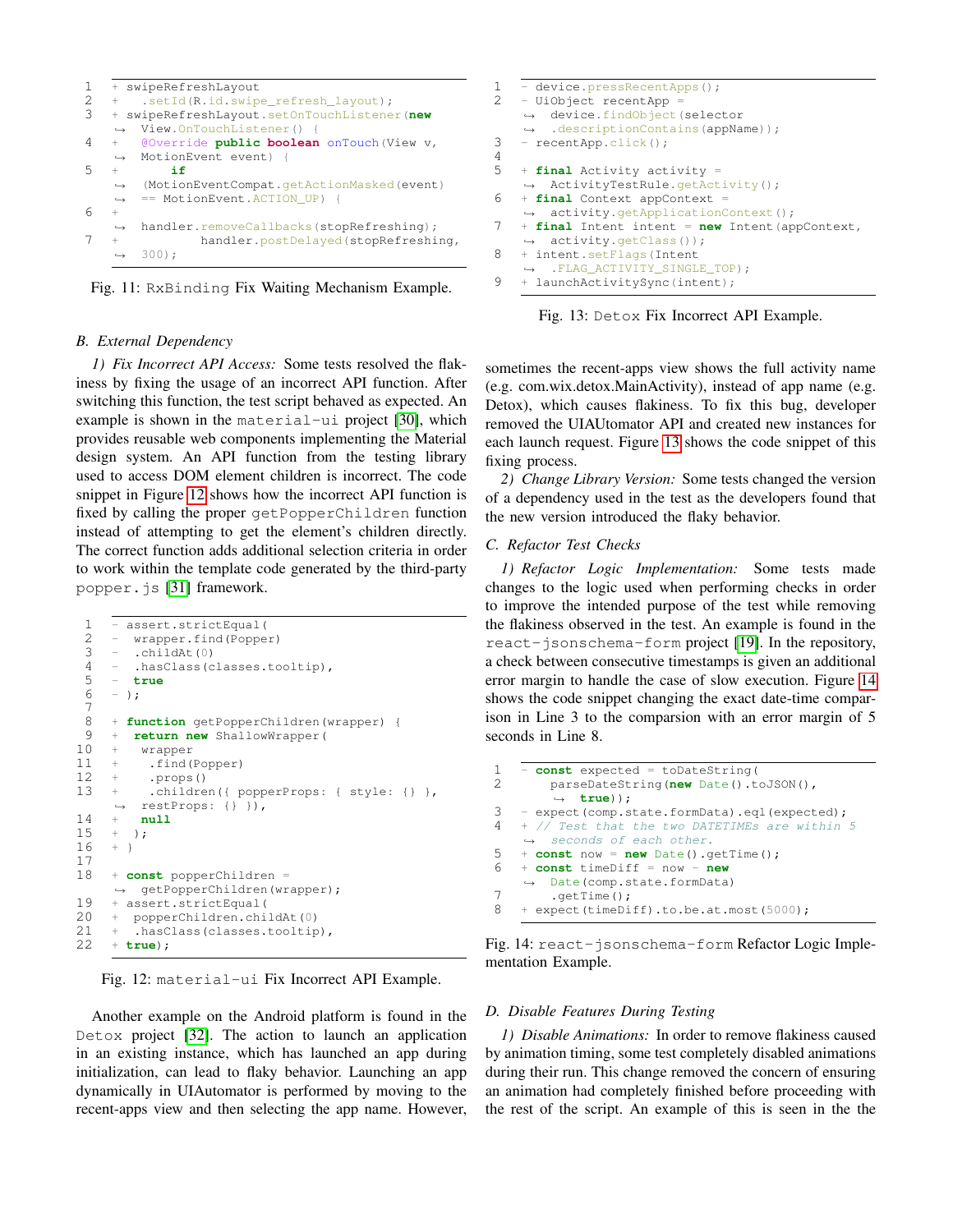```
1  + swipeRefreshLayout
2  +   .setId(R.id.swipe_refresh_layout);
3  + swipeRefreshLayout.setOnTouchListener(new
   ↪  View.OnTouchListener() {
4  +   @Override public boolean onTouch(View v,
   ↪  MotionEvent event) {
5  +       if
   ↪  (MotionEventCompat.getActionMasked(event)
   ↪  == MotionEvent.ACTION_UP) {
6  +
   ↪  handler.removeCallbacks(stopRefreshing);
7  +           handler.postDelayed(stopRefreshing,
   ↪  300);
```

Fig. 11: `RxBinding` Fix Waiting Mechanism Example.

### B. External Dependency

*1) Fix Incorrect API Access:* Some tests resolved the flakiness by fixing the usage of an incorrect API function. After switching this function, the test script behaved as expected. An example is shown in the `material-ui` project [30], which provides reusable web components implementing the Material design system. An API function from the testing library used to access DOM element children is incorrect. The code snippet in Figure 12 shows how the incorrect API function is fixed by calling the proper `getPopperChildren` function instead of attempting to get the element's children directly. The correct function adds additional selection criteria in order to work within the template code generated by the third-party `popper.js` [31] framework.

```
1   - assert.strictEqual(
2   -  wrapper.find(Popper)
3   -  .childAt(0)
4   -  .hasClass(classes.tooltip),
5   -  true
6   - );
7
8   + function getPopperChildren(wrapper) {
9   +  return new ShallowWrapper(
10  +   wrapper
11  +    .find(Popper)
12  +    .props()
13  +    .children({ popperProps: { style: {} },
    ↪  restProps: {} }),
14  +   null
15  +  );
16  + }
17
18  + const popperChildren =
    ↪  getPopperChildren(wrapper);
19  + assert.strictEqual(
20  +  popperChildren.childAt(0)
21  +  .hasClass(classes.tooltip),
22  + true);
```

Fig. 12: `material-ui` Fix Incorrect API Example.

Another example on the Android platform is found in the `Detox` project [32]. The action to launch an application in an existing instance, which has launched an app during initialization, can lead to flaky behavior. Launching an app dynamically in UIAutomator is performed by moving to the recent-apps view and then selecting the app name. However, sometimes the recent-apps view shows the full activity name (e.g. com.wix.detox.MainActivity), instead of app name (e.g. Detox), which causes flakiness. To fix this bug, developer removed the UIAUtomator API and created new instances for each launch request. Figure 13 shows the code snippet of this fixing process.

```
1  - device.pressRecentApps();
2  - UiObject recentApp =
   ↪  device.findObject(selector
   ↪  .descriptionContains(appName));
3  - recentApp.click();
4
5  + final Activity activity =
   ↪  ActivityTestRule.getActivity();
6  + final Context appContext =
   ↪  activity.getApplicationContext();
7  + final Intent intent = new Intent(appContext,
   ↪  activity.getClass());
8  + intent.setFlags(Intent
   ↪  .FLAG_ACTIVITY_SINGLE_TOP);
9  + launchActivitySync(intent);
```

Fig. 13: `Detox` Fix Incorrect API Example.

*2) Change Library Version:* Some tests changed the version of a dependency used in the test as the developers found that the new version introduced the flaky behavior.

### C. Refactor Test Checks

*1) Refactor Logic Implementation:* Some tests made changes to the logic used when performing checks in order to improve the intended purpose of the test while removing the flakiness observed in the test. An example is found in the `react-jsonschema-form` project [19]. In the repository, a check between consecutive timestamps is given an additional error margin to handle the case of slow execution. Figure 14 shows the code snippet changing the exact date-time comparison in Line 3 to the comparsion with an error margin of 5 seconds in Line 8.

```
1  - const expected = toDateString(
2      parseDateString(new Date().toJSON(),
       ↪  true));
3  - expect(comp.state.formData).eql(expected);
4  + // Test that the two DATETIMEs are within 5
   ↪  seconds of each other.
5  + const now = new Date().getTime();
6  + const timeDiff = now - new
   ↪  Date(comp.state.formData)
7      .getTime();
8  + expect(timeDiff).to.be.at.most(5000);
```

Fig. 14: `react-jsonschema-form` Refactor Logic Implementation Example.

### D. Disable Features During Testing

*1) Disable Animations:* In order to remove flakiness caused by animation timing, some test completely disabled animations during their run. This change removed the concern of ensuring an animation had completely finished before proceeding with the rest of the script. An example of this is seen in the the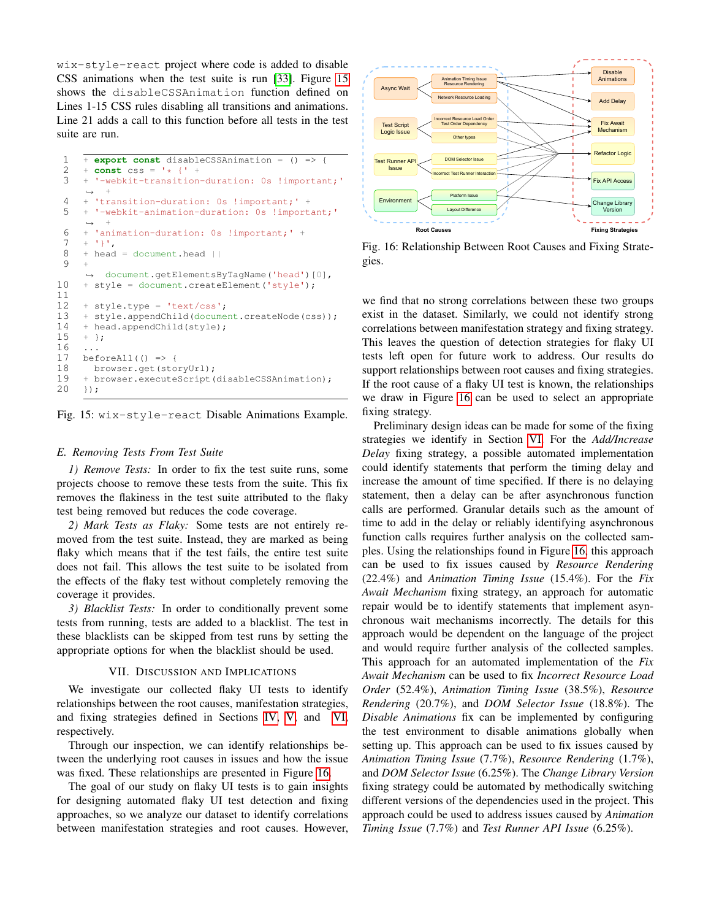wix-style-react project where code is added to disable CSS animations when the test suite is run [33]. Figure 15 shows the disableCSSAnimation function defined on Lines 1-15 CSS rules disabling all transitions and animations. Line 21 adds a call to this function before all tests in the test suite are run.

```
1   + export const disableCSSAnimation = () => {
2   + const css = '* {' +
3   + '-webkit-transition-duration: 0s !important;'
    ↪ +
4   + 'transition-duration: 0s !important;' +
5   + '-webkit-animation-duration: 0s !important;'
    ↪ +
6   + 'animation-duration: 0s !important;' +
7   + '}',
8   + head = document.head ||
9   +
    ↪ document.getElementsByTagName('head')[0],
10  + style = document.createElement('style');
11
12  + style.type = 'text/css';
13  + style.appendChild(document.createNode(css));
14  + head.appendChild(style);
15  + };
16  ...
17  beforeAll(() => {
18    browser.get(storyUrl);
19  + browser.executeScript(disableCSSAnimation);
20  });
```

Fig. 15: wix-style-react Disable Animations Example.

### *E. Removing Tests From Test Suite*

*1) Remove Tests:* In order to fix the test suite runs, some projects choose to remove these tests from the suite. This fix removes the flakiness in the test suite attributed to the flaky test being removed but reduces the code coverage.

*2) Mark Tests as Flaky:* Some tests are not entirely removed from the test suite. Instead, they are marked as being flaky which means that if the test fails, the entire test suite does not fail. This allows the test suite to be isolated from the effects of the flaky test without completely removing the coverage it provides.

*3) Blacklist Tests:* In order to conditionally prevent some tests from running, tests are added to a blacklist. The test in these blacklists can be skipped from test runs by setting the appropriate options for when the blacklist should be used.

## VII. Discussion and Implications

We investigate our collected flaky UI tests to identify relationships between the root causes, manifestation strategies, and fixing strategies defined in Sections IV, V, and VI, respectively.

Through our inspection, we can identify relationships between the underlying root causes in issues and how the issue was fixed. These relationships are presented in Figure 16.

The goal of our study on flaky UI tests is to gain insights for designing automated flaky UI test detection and fixing approaches, so we analyze our dataset to identify correlations between manifestation strategies and root causes. However,

Fig. 16: Relationship Between Root Causes and Fixing Strategies.

we find that no strong correlations between these two groups exist in the dataset. Similarly, we could not identify strong correlations between manifestation strategy and fixing strategy. This leaves the question of detection strategies for flaky UI tests left open for future work to address. Our results do support relationships between root causes and fixing strategies. If the root cause of a flaky UI test is known, the relationships we draw in Figure 16 can be used to select an appropriate fixing strategy.

Preliminary design ideas can be made for some of the fixing strategies we identify in Section VI. For the *Add/Increase Delay* fixing strategy, a possible automated implementation could identify statements that perform the timing delay and increase the amount of time specified. If there is no delaying statement, then a delay can be after asynchronous function calls are performed. Granular details such as the amount of time to add in the delay or reliably identifying asynchronous function calls requires further analysis on the collected samples. Using the relationships found in Figure 16, this approach can be used to fix issues caused by *Resource Rendering* (22.4%) and *Animation Timing Issue* (15.4%). For the *Fix Await Mechanism* fixing strategy, an approach for automatic repair would be to identify statements that implement asynchronous wait mechanisms incorrectly. The details for this approach would be dependent on the language of the project and would require further analysis of the collected samples. This approach for an automated implementation of the *Fix Await Mechanism* can be used to fix *Incorrect Resource Load Order* (52.4%), *Animation Timing Issue* (38.5%), *Resource Rendering* (20.7%), and *DOM Selector Issue* (18.8%). The *Disable Animations* fix can be implemented by configuring the test environment to disable animations globally when setting up. This approach can be used to fix issues caused by *Animation Timing Issue* (7.7%), *Resource Rendering* (1.7%), and *DOM Selector Issue* (6.25%). The *Change Library Version* fixing strategy could be automated by methodically switching different versions of the dependencies used in the project. This approach could be used to address issues caused by *Animation Timing Issue* (7.7%) and *Test Runner API Issue* (6.25%).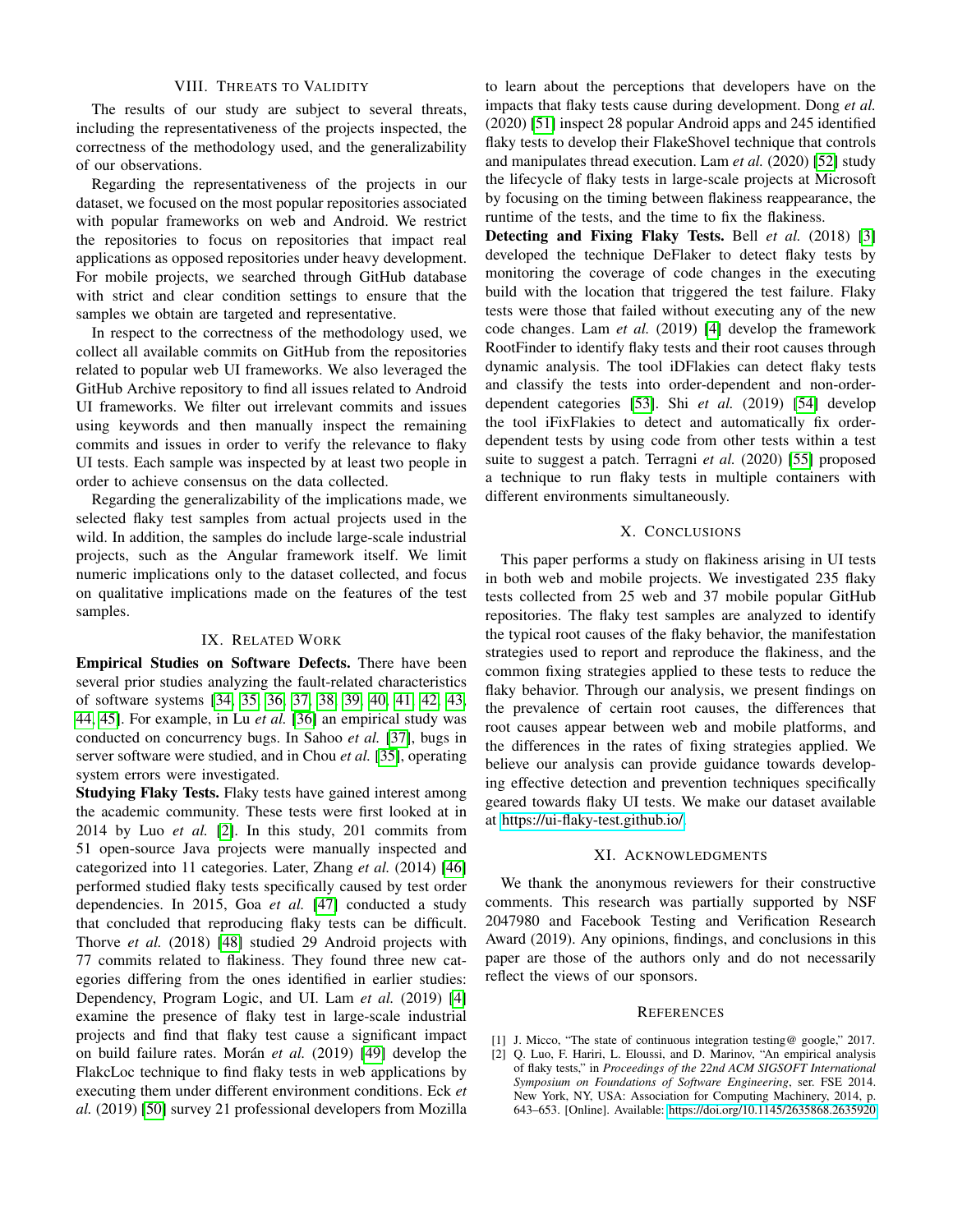## VIII. Threats to Validity

The results of our study are subject to several threats, including the representativeness of the projects inspected, the correctness of the methodology used, and the generalizability of our observations.

Regarding the representativeness of the projects in our dataset, we focused on the most popular repositories associated with popular frameworks on web and Android. We restrict the repositories to focus on repositories that impact real applications as opposed repositories under heavy development. For mobile projects, we searched through GitHub database with strict and clear condition settings to ensure that the samples we obtain are targeted and representative.

In respect to the correctness of the methodology used, we collect all available commits on GitHub from the repositories related to popular web UI frameworks. We also leveraged the GitHub Archive repository to find all issues related to Android UI frameworks. We filter out irrelevant commits and issues using keywords and then manually inspect the remaining commits and issues in order to verify the relevance to flaky UI tests. Each sample was inspected by at least two people in order to achieve consensus on the data collected.

Regarding the generalizability of the implications made, we selected flaky test samples from actual projects used in the wild. In addition, the samples do include large-scale industrial projects, such as the Angular framework itself. We limit numeric implications only to the dataset collected, and focus on qualitative implications made on the features of the test samples.

## IX. Related Work

**Empirical Studies on Software Defects.** There have been several prior studies analyzing the fault-related characteristics of software systems [34], [35], [36], [37], [38], [39], [40], [41], [42], [43], [44], [45]. For example, in Lu *et al.* [36] an empirical study was conducted on concurrency bugs. In Sahoo *et al.* [37], bugs in server software were studied, and in Chou *et al.* [35], operating system errors were investigated.

**Studying Flaky Tests.** Flaky tests have gained interest among the academic community. These tests were first looked at in 2014 by Luo *et al.* [2]. In this study, 201 commits from 51 open-source Java projects were manually inspected and categorized into 11 categories. Later, Zhang *et al.* (2014) [46] performed studied flaky tests specifically caused by test order dependencies. In 2015, Goa *et al.* [47] conducted a study that concluded that reproducing flaky tests can be difficult. Thorve *et al.* (2018) [48] studied 29 Android projects with 77 commits related to flakiness. They found three new categories differing from the ones identified in earlier studies: Dependency, Program Logic, and UI. Lam *et al.* (2019) [4] examine the presence of flaky test in large-scale industrial projects and find that flaky test cause a significant impact on build failure rates. Morán *et al.* (2019) [49] develop the FlakcLoc technique to find flaky tests in web applications by executing them under different environment conditions. Eck *et al.* (2019) [50] survey 21 professional developers from Mozilla to learn about the perceptions that developers have on the impacts that flaky tests cause during development. Dong *et al.* (2020) [51] inspect 28 popular Android apps and 245 identified flaky tests to develop their FlakeShovel technique that controls and manipulates thread execution. Lam *et al.* (2020) [52] study the lifecycle of flaky tests in large-scale projects at Microsoft by focusing on the timing between flakiness reappearance, the runtime of the tests, and the time to fix the flakiness.

**Detecting and Fixing Flaky Tests.** Bell *et al.* (2018) [3] developed the technique DeFlaker to detect flaky tests by monitoring the coverage of code changes in the executing build with the location that triggered the test failure. Flaky tests were those that failed without executing any of the new code changes. Lam *et al.* (2019) [4] develop the framework RootFinder to identify flaky tests and their root causes through dynamic analysis. The tool iDFlakies can detect flaky tests and classify the tests into order-dependent and non-order-dependent categories [53]. Shi *et al.* (2019) [54] develop the tool iFixFlakies to detect and automatically fix order-dependent tests by using code from other tests within a test suite to suggest a patch. Terragni *et al.* (2020) [55] proposed a technique to run flaky tests in multiple containers with different environments simultaneously.

## X. Conclusions

This paper performs a study on flakiness arising in UI tests in both web and mobile projects. We investigated 235 flaky tests collected from 25 web and 37 mobile popular GitHub repositories. The flaky test samples are analyzed to identify the typical root causes of the flaky behavior, the manifestation strategies used to report and reproduce the flakiness, and the common fixing strategies applied to these tests to reduce the flaky behavior. Through our analysis, we present findings on the prevalence of certain root causes, the differences that root causes appear between web and mobile platforms, and the differences in the rates of fixing strategies applied. We believe our analysis can provide guidance towards developing effective detection and prevention techniques specifically geared towards flaky UI tests. We make our dataset available at https://ui-flaky-test.github.io/.

## XI. Acknowledgments

We thank the anonymous reviewers for their constructive comments. This research was partially supported by NSF 2047980 and Facebook Testing and Verification Research Award (2019). Any opinions, findings, and conclusions in this paper are those of the authors only and do not necessarily reflect the views of our sponsors.

## References

[1] J. Micco, "The state of continuous integration testing@ google," 2017.

[2] Q. Luo, F. Hariri, L. Eloussi, and D. Marinov, "An empirical analysis of flaky tests," in *Proceedings of the 22nd ACM SIGSOFT International Symposium on Foundations of Software Engineering*, ser. FSE 2014. New York, NY, USA: Association for Computing Machinery, 2014, p. 643–653. [Online]. Available: https://doi.org/10.1145/2635868.2635920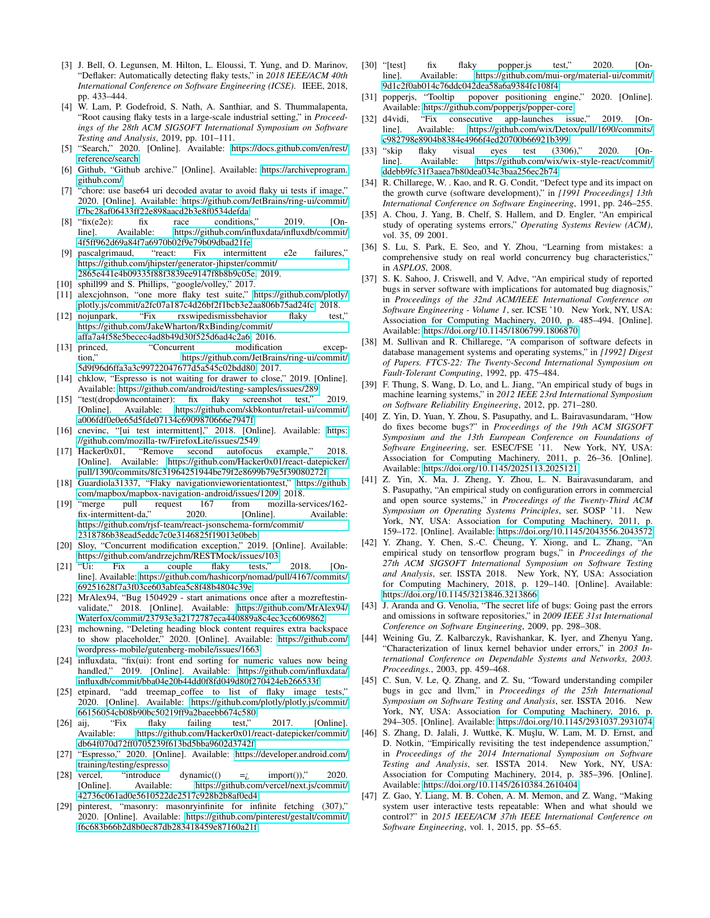[3] J. Bell, O. Legunsen, M. Hilton, L. Eloussi, T. Yung, and D. Marinov, "Deflaker: Automatically detecting flaky tests," in *2018 IEEE/ACM 40th International Conference on Software Engineering (ICSE)*. IEEE, 2018, pp. 433–444.

[4] W. Lam, P. Godefroid, S. Nath, A. Santhiar, and S. Thummalapenta, "Root causing flaky tests in a large-scale industrial setting," in *Proceedings of the 28th ACM SIGSOFT International Symposium on Software Testing and Analysis*, 2019, pp. 101–111.

[5] "Search," 2020. [Online]. Available: https://docs.github.com/en/rest/reference/search

[6] Github, "Github archive." [Online]. Available: https://archiveprogram.github.com/

[7] "chore: use base64 uri decoded avatar to avoid flaky ui tests if image," 2020. [Online]. Available: https://github.com/JetBrains/ring-ui/commit/f7bc28af06433ff22e898aacd2b3e8f0534defda

[8] "fix(e2e): fix race conditions," 2019. [Online]. Available: https://github.com/influxdata/influxdb/commit/4f5ff962d69a84f7a6970b02f9e79b09dbad21fe

[9] pascalgrimaud, "react: Fix intermittent e2e failures," https://github.com/jhipster/generator-jhipster/commit/2865e441e4b09335f88f3839ee9147f8b8b9c05e, 2019.

[10] sphill99 and S. Phillips, "google/volley," 2017.

[11] alexcjohnson, "one more flaky test suite," https://github.com/plotly/plotly.js/commit/a2fc07a187c4d26bf2f1bcb3e2aa806b75ad24fc, 2018.

[12] nojunpark, "Fix rxswipedismissbehavior flaky test," https://github.com/JakeWharton/RxBinding/commit/affa7a4f58e5becec4ad8b49d30f525d6ad4c2a6, 2016.

[13] princed, "Concurrent modification exception," https://github.com/JetBrains/ring-ui/commit/5d9f96d6ffa3a3c99722047677d5a545c02bdd80, 2017.

[14] chklow, "Espresso is not waiting for drawer to close," 2019. [Online]. Available: https://github.com/android/testing-samples/issues/289

[15] "test(dropdowncontainer): fix flaky screenshot test," 2019. [Online]. Available: https://github.com/skbkontur/retail-ui/commit/a006fdf0e0e65d5fde07134c6909870666e7947f

[16] cnevinc, "[ui test intermittent]," 2018. [Online]. Available: https://github.com/mozilla-tw/FirefoxLite/issues/2549

[17] Hacker0x01, "Remove second autofocus example," 2018. [Online]. Available: https://github.com/Hacker0x01/react-datepicker/pull/1390/commits/8fc31964251944be79f2e8699b79e5f39080272f

[18] Guardiola31337, "Flaky navigationvieworientationtest," https://github.com/mapbox/mapbox-navigation-android/issues/1209, 2018.

[19] "merge pull request 167 from mozilla-services/162-fix-intermittent-da," 2020. [Online]. Available: https://github.com/rjsf-team/react-jsonschema-form/commit/2318786b38ead5eddc7c0e3146825f19013e0beb

[20] Sloy, "Concurrent modification exception," 2019. [Online]. Available: https://github.com/andrzejchm/RESTMock/issues/103

[21] "Ui: Fix a couple flaky tests," 2018. [Online]. Available: https://github.com/hashicorp/nomad/pull/4167/commits/69251628f7a3f03ce603abfea5c8f48b4804c39e

[22] MrAlex94, "Bug 1504929 - start animations once after a mozreftestinvalidate," 2018. [Online]. Available: https://github.com/MrAlex94/Waterfox/commit/23793e3a2172787eca440889a8c4ec3cc6069862

[23] mchowning, "Deleting heading block content requires extra backspace to show placeholder," 2020. [Online]. Available: https://github.com/wordpress-mobile/gutenberg-mobile/issues/1663

[24] influxdata, "fix(ui): front end sorting for numeric values now being handled," 2019. [Online]. Available: https://github.com/influxdata/influxdb/commit/bba04e20b44dd0f8fd049d80f270424eb266533f

[25] etpinard, "add treemap_coffee to list of flaky image tests," 2020. [Online]. Available: https://github.com/plotly/plotly.js/commit/66156054cb08b90bc50219ff9a2baeebb674c580

[26] aij, "Fix flaky failing test," 2017. [Online]. Available: https://github.com/Hacker0x01/react-datepicker/commit/db64f070d72ff0705239f613bd5bba9602d3742f

[27] "Espresso," 2020. [Online]. Available: https://developer.android.com/training/testing/espresso

[28] vercel, "introduce dynamic(() =¿ import())," 2020. [Online]. Available: https://github.com/vercel/next.js/commit/42736c061ad0e5610522de2517c928b2b8af0ed4

[29] pinterest, "masonry: masonryinfinite for infinite fetching (307)," 2020. [Online]. Available: https://github.com/pinterest/gestalt/commit/f6c683b66b2d8b0ec87db283418459e87160a21f

[30] "[test] fix flaky popper.js test," 2020. [Online]. Available: https://github.com/mui-org/material-ui/commit/9d1c2f0ab014c76ddc042dea58a6a9384fc108f4

[31] popperjs, "Tooltip popover positioning engine," 2020. [Online]. Available: https://github.com/popperjs/popper-core

[32] d4vidi, "Fix consecutive app-launches issue," 2019. [Online]. Available: https://github.com/wix/Detox/pull/1690/commits/c982798e8904b8384e4966f4ed20700b66921b399

[33] "skip flaky visual eyes test (3306)," 2020. [Online]. Available: https://github.com/wix/wix-style-react/commit/ddebb9fc31f3aaea7b80dea034c3baa256ec2b74

[34] R. Chillarege, W. . Kao, and R. G. Condit, "Defect type and its impact on the growth curve (software development)," in *[1991 Proceedings] 13th International Conference on Software Engineering*, 1991, pp. 246–255.

[35] A. Chou, J. Yang, B. Chelf, S. Hallem, and D. Engler, "An empirical study of operating systems errors," *Operating Systems Review (ACM)*, vol. 35, 09 2001.

[36] S. Lu, S. Park, E. Seo, and Y. Zhou, "Learning from mistakes: a comprehensive study on real world concurrency bug characteristics," in *ASPLOS*, 2008.

[37] S. K. Sahoo, J. Criswell, and V. Adve, "An empirical study of reported bugs in server software with implications for automated bug diagnosis," in *Proceedings of the 32nd ACM/IEEE International Conference on Software Engineering - Volume 1*, ser. ICSE '10. New York, NY, USA: Association for Computing Machinery, 2010, p. 485–494. [Online]. Available: https://doi.org/10.1145/1806799.1806870

[38] M. Sullivan and R. Chillarege, "A comparison of software defects in database management systems and operating systems," in *[1992] Digest of Papers. FTCS-22: The Twenty-Second International Symposium on Fault-Tolerant Computing*, 1992, pp. 475–484.

[39] F. Thung, S. Wang, D. Lo, and L. Jiang, "An empirical study of bugs in machine learning systems," in *2012 IEEE 23rd International Symposium on Software Reliability Engineering*, 2012, pp. 271–280.

[40] Z. Yin, D. Yuan, Y. Zhou, S. Pasupathy, and L. Bairavasundaram, "How do fixes become bugs?" in *Proceedings of the 19th ACM SIGSOFT Symposium and the 13th European Conference on Foundations of Software Engineering*, ser. ESEC/FSE '11. New York, NY, USA: Association for Computing Machinery, 2011, p. 26–36. [Online]. Available: https://doi.org/10.1145/2025113.2025121

[41] Z. Yin, X. Ma, J. Zheng, Y. Zhou, L. N. Bairavasundaram, and S. Pasupathy, "An empirical study on configuration errors in commercial and open source systems," in *Proceedings of the Twenty-Third ACM Symposium on Operating Systems Principles*, ser. SOSP '11. New York, NY, USA: Association for Computing Machinery, 2011, p. 159–172. [Online]. Available: https://doi.org/10.1145/2043556.2043572

[42] Y. Zhang, Y. Chen, S.-C. Cheung, Y. Xiong, and L. Zhang, "An empirical study on tensorflow program bugs," in *Proceedings of the 27th ACM SIGSOFT International Symposium on Software Testing and Analysis*, ser. ISSTA 2018. New York, NY, USA: Association for Computing Machinery, 2018, p. 129–140. [Online]. Available: https://doi.org/10.1145/3213846.3213866

[43] J. Aranda and G. Venolia, "The secret life of bugs: Going past the errors and omissions in software repositories," in *2009 IEEE 31st International Conference on Software Engineering*, 2009, pp. 298–308.

[44] Weining Gu, Z. Kalbarczyk, Ravishankar, K. Iyer, and Zhenyu Yang, "Characterization of linux kernel behavior under errors," in *2003 International Conference on Dependable Systems and Networks, 2003. Proceedings.*, 2003, pp. 459–468.

[45] C. Sun, V. Le, Q. Zhang, and Z. Su, "Toward understanding compiler bugs in gcc and llvm," in *Proceedings of the 25th International Symposium on Software Testing and Analysis*, ser. ISSTA 2016. New York, NY, USA: Association for Computing Machinery, 2016, p. 294–305. [Online]. Available: https://doi.org/10.1145/2931037.2931074

[46] S. Zhang, D. Jalali, J. Wuttke, K. Muşlu, W. Lam, M. D. Ernst, and D. Notkin, "Empirically revisiting the test independence assumption," in *Proceedings of the 2014 International Symposium on Software Testing and Analysis*, ser. ISSTA 2014. New York, NY, USA: Association for Computing Machinery, 2014, p. 385–396. [Online]. Available: https://doi.org/10.1145/2610384.2610404

[47] Z. Gao, Y. Liang, M. B. Cohen, A. M. Memon, and Z. Wang, "Making system user interactive tests repeatable: When and what should we control?" in *2015 IEEE/ACM 37th IEEE International Conference on Software Engineering*, vol. 1, 2015, pp. 55–65.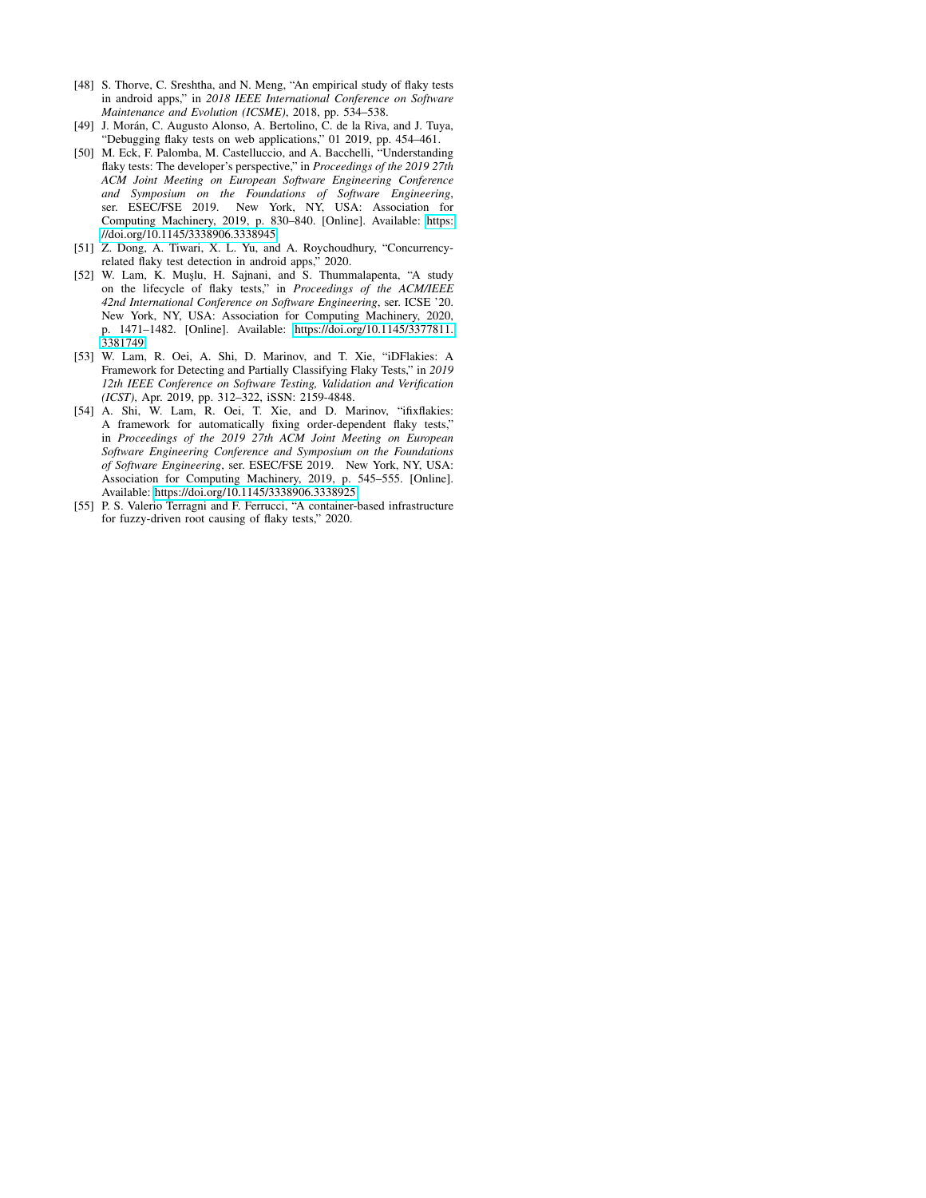[48] S. Thorve, C. Sreshtha, and N. Meng, "An empirical study of flaky tests in android apps," in *2018 IEEE International Conference on Software Maintenance and Evolution (ICSME)*, 2018, pp. 534–538.

[49] J. Morán, C. Augusto Alonso, A. Bertolino, C. de la Riva, and J. Tuya, "Debugging flaky tests on web applications," 01 2019, pp. 454–461.

[50] M. Eck, F. Palomba, M. Castelluccio, and A. Bacchelli, "Understanding flaky tests: The developer's perspective," in *Proceedings of the 2019 27th ACM Joint Meeting on European Software Engineering Conference and Symposium on the Foundations of Software Engineering*, ser. ESEC/FSE 2019. New York, NY, USA: Association for Computing Machinery, 2019, p. 830–840. [Online]. Available: https://doi.org/10.1145/3338906.3338945

[51] Z. Dong, A. Tiwari, X. L. Yu, and A. Roychoudhury, "Concurrency-related flaky test detection in android apps," 2020.

[52] W. Lam, K. Muşlu, H. Sajnani, and S. Thummalapenta, "A study on the lifecycle of flaky tests," in *Proceedings of the ACM/IEEE 42nd International Conference on Software Engineering*, ser. ICSE '20. New York, NY, USA: Association for Computing Machinery, 2020, p. 1471–1482. [Online]. Available: https://doi.org/10.1145/3377811.3381749

[53] W. Lam, R. Oei, A. Shi, D. Marinov, and T. Xie, "iDFlakies: A Framework for Detecting and Partially Classifying Flaky Tests," in *2019 12th IEEE Conference on Software Testing, Validation and Verification (ICST)*, Apr. 2019, pp. 312–322, iSSN: 2159-4848.

[54] A. Shi, W. Lam, R. Oei, T. Xie, and D. Marinov, "ifixflakies: A framework for automatically fixing order-dependent flaky tests," in *Proceedings of the 2019 27th ACM Joint Meeting on European Software Engineering Conference and Symposium on the Foundations of Software Engineering*, ser. ESEC/FSE 2019. New York, NY, USA: Association for Computing Machinery, 2019, p. 545–555. [Online]. Available: https://doi.org/10.1145/3338906.3338925

[55] P. S. Valerio Terragni and F. Ferrucci, "A container-based infrastructure for fuzzy-driven root causing of flaky tests," 2020.